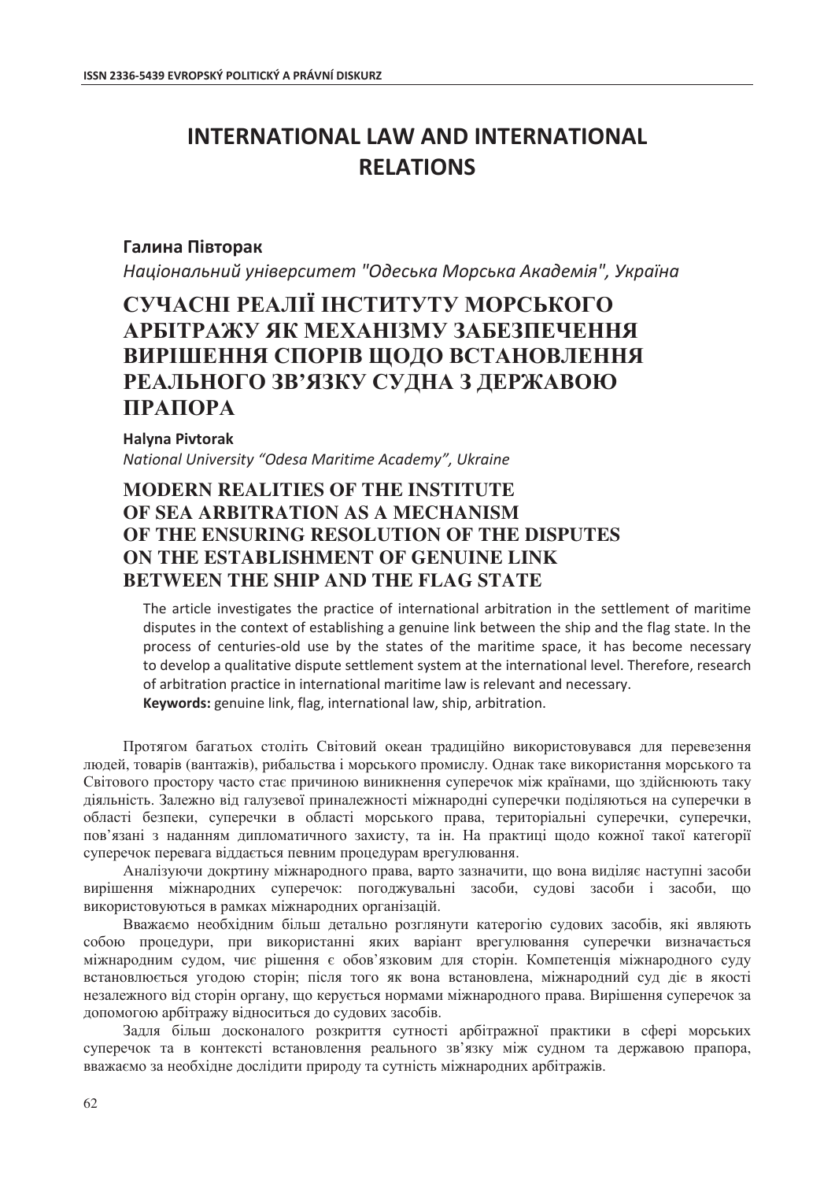# INTERNATIONAL LAW AND INTERNATIONAL RELATIONS

**Галина Півторак**

*Національний університет "Одеська Морська Академія", Україна*

## СУЧАСНІ РЕАЛІЇ ІНСТИТУТУ МОРСЬКОГО АРБІТРАЖУ ЯК МЕХАНІЗМУ ЗАБЕЗПЕЧЕННЯ ВИРІШЕННЯ СПОРІВ ЩОДО ВСТАНОВЛЕННЯ РЕАЛЬНОГО ЗВ'ЯЗКУ СУДНА З ДЕРЖАВОЮ ПРАПОРА

**Halyna Pivtorak**

*National University "Odesa Maritime Academy", Ukraine*

## MODERN REALITIES OF THE INSTITUTE OF SEA ARBITRATION AS A MECHANISM OF THE ENSURING RESOLUTION OF THE DISPUTES ON THE ESTABLISHMENT OF GENUINE LINK BETWEEN THE SHIP AND THE FLAG STATE

The article investigates the practice of international arbitration in the settlement of maritime disputes in the context of establishing a genuine link between the ship and the flag state. In the process of centuries-old use by the states of the maritime space, it has become necessary to develop a qualitative dispute settlement system at the international level. Therefore, research of arbitration practice in international maritime law is relevant and necessary.

**Keywords:** genuine link, flag, international law, ship, arbitration.

Протягом багатьох століть Світовий океан традиційно використовувався для перевезення людей, товарів (вантажів), рибальства і морського промислу. Однак таке використання морського та Світового простору часто стає причиною виникнення суперечок між країнами, що здійснюють таку діяльність. Залежно від галузевої приналежності міжнародні суперечки поділяються на суперечки в області безпеки, суперечки в області морського права, територіальні суперечки, суперечки, пов'язані з наданням дипломатичного захисту, та ін. На практиці щодо кожної такої категорії суперечок перевага віддається певним процедурам врегулювання.

Аналізуючи докртину міжнародного права, варто зазначити, що вона виділяє наступні засоби вирішення міжнародних суперечок: погоджувальні засоби, судові засоби і засоби, що використовуються в рамках міжнародних організацій.

Вважаємо необхідним більш детально розглянути категорію судових засобів, які являють собою процедури, при використанні яких варіант врегулювання суперечки визначається міжнародним судом, чиє рішення є обов'язковим для сторін. Компетенція міжнародного суду встановлюється угодою сторін; після того як вона встановлена, міжнародний суд діє в якості незалежного від сторін органу, що керується нормами міжнародного права. Вирішення суперечок за допомогою арбітражу відноситься до судових засобів.

Задля більш досконалого розкриття сутності арбітражної практики в сфері морських суперечок та в контексті встановлення реального зв'язку між судном та державою прапора, вважаємо за необхідне дослідити природу та сутність міжнародних арбітражів.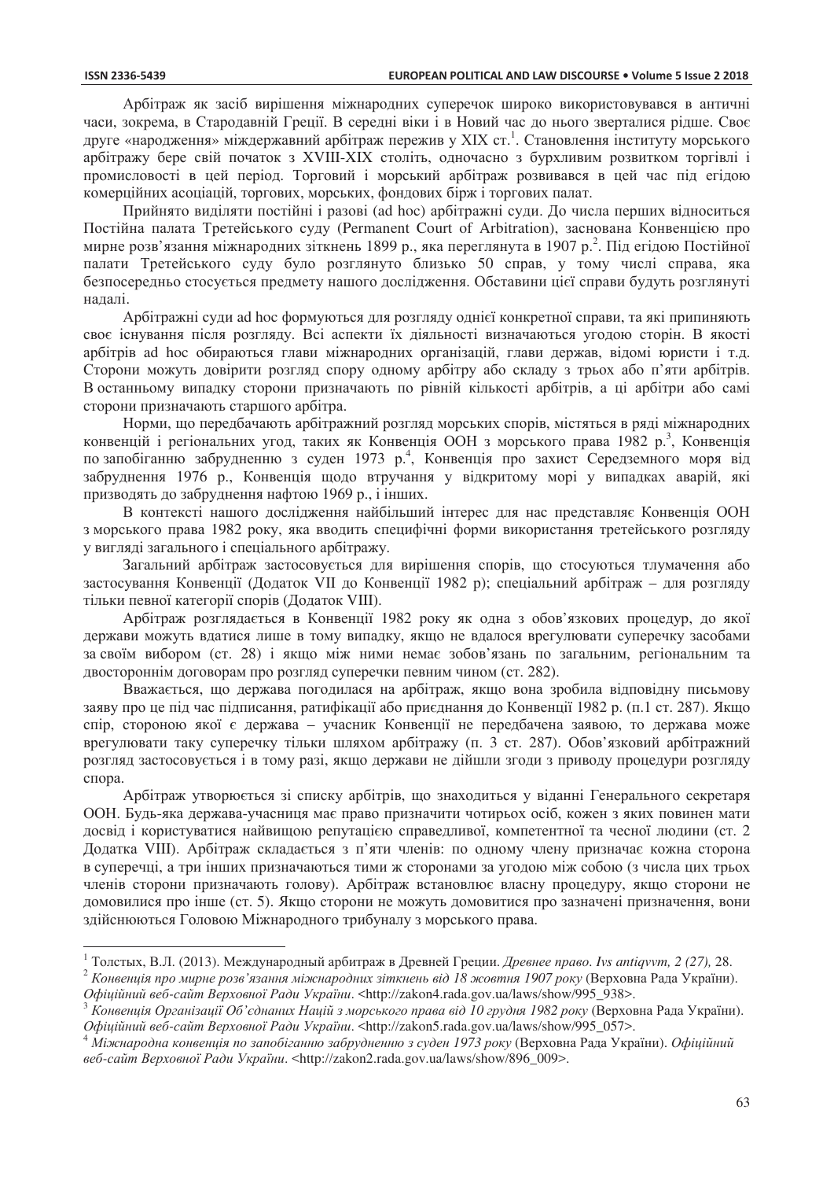Арбітраж як засіб вирішення міжнародних суперечок широко використовувався в античні часи, зокрема, в Стародавній Греції. В середні віки і в Новий час до нього зверталися рідше. Своє друге «народження» міждержавний арбітраж пережив у XIX ст.[1]. Становлення інституту морського арбітражу бере свій початок з XVIII-XIX століть, одночасно з бурхливим розвитком торгівлі і промисловості в цей період. Торговий і морський арбітраж розвивався в цей час під егідою комерційних асоціацій, торгових, морських, фондових бірж і торгових палат.

Прийнято виділяти постійні і разові (ad hoc) арбітражні суди. До числа перших відноситься Постійна палата Третейського суду (Permanent Court of Arbitration), заснована Конвенцією про мирне розв'язання міжнародних зіткнень 1899 р., яка переглянута в 1907 р.[2]. Під егідою Постійної палати Третейського суду було розглянуто близько 50 справ, у тому числі справа, яка безпосередньо стосується предмету нашого дослідження. Обставини цієї справи будуть розглянуті надалі.

Арбітражні суди ad hoc формуються для розгляду однієї конкретної справи, та які припиняють своє існування після розгляду. Всі аспекти їх діяльності визначаються угодою сторін. В якості арбітрів ad hoc обираються глави міжнародних організацій, глави держав, відомі юристи і т.д. Сторони можуть довірити розгляд спору одному арбітру або складу з трьох або п'яти арбітрів. В останньому випадку сторони призначають по рівній кількості арбітрів, а ці арбітри або самі сторони призначають старшого арбітра.

Норми, що передбачають арбітражний розгляд морських спорів, містяться в ряді міжнародних конвенцій і регіональних угод, таких як Конвенція ООН з морського права 1982 р.[3], Конвенція по запобіганню забрудненню з суден 1973 р.[4], Конвенція про захист Середземного моря від забруднення 1976 р., Конвенція щодо втручання у відкритому морі у випадках аварій, які призводять до забруднення нафтою 1969 р., і інших.

В контексті нашого дослідження найбільший інтерес для нас представляє Конвенція ООН з морського права 1982 року, яка вводить специфічні форми використання третейського розгляду у вигляді загального і спеціального арбітражу.

Загальний арбітраж застосовується для вирішення спорів, що стосуються тлумачення або застосування Конвенції (Додаток VII до Конвенції 1982 р); спеціальний арбітраж – для розгляду тільки певної категорії спорів (Додаток VIII).

Арбітраж розглядається в Конвенції 1982 року як одна з обов'язкових процедур, до якої держави можуть вдатися лише в тому випадку, якщо не вдалося врегулювати суперечку засобами за своїм вибором (ст. 28) і якщо між ними немає зобов'язань по загальним, регіональним та двостороннім договорам про розгляд суперечки певним чином (ст. 282).

Вважається, що держава погодилася на арбітраж, якщо вона зробила відповідну письмову заяву про це під час підписання, ратифікації або приєднання до Конвенції 1982 р. (п.1 ст. 287). Якщо спір, стороною якої є держава – учасник Конвенції не передбачена заявою, то держава може врегулювати таку суперечку тільки шляхом арбітражу (п. 3 ст. 287). Обов'язковий арбітражний розгляд застосовується і в тому разі, якщо держави не дійшли згоди з приводу процедури розгляду спора.

Арбітраж утворюється зі списку арбітрів, що знаходиться у віданні Генерального секретаря ООН. Будь-яка держава-учасниця має право призначити чотирьох осіб, кожен з яких повинен мати досвід і користуватися найвищою репутацією справедливої, компетентної та чесної людини (ст. 2 Додатка VIII). Арбітраж складається з п'яти членів: по одному члену призначає кожна сторона в суперечці, а три інших призначаються тими ж сторонами за угодою між собою (з числа цих трьох членів сторони призначають голову). Арбітраж встановлює власну процедуру, якщо сторони не домовилися про інше (ст. 5). Якщо сторони не можуть домовитися про зазначені призначення, вони здійснюються Головою Міжнародного трибуналу з морського права.

---

[1] Толстых, В.Л. (2013). Международный арбитраж в Древней Греции. *Древнее право. Ivs antiqvvm, 2 (27),* 28.

[2] *Конвенція про мирне розв'язання міжнародних зіткнень від 18 жовтня 1907 року* (Верховна Рада України). *Офіційний веб-сайт Верховної Ради України*. <http://zakon4.rada.gov.ua/laws/show/995_938>.

[3] *Конвенція Організації Об'єднаних Націй з морського права від 10 грудня 1982 року* (Верховна Рада України). *Офіційний веб-сайт Верховної Ради України*. <http://zakon5.rada.gov.ua/laws/show/995_057>.

[4] *Міжнародна конвенція по запобіганню забрудненню з суден 1973 року* (Верховна Рада України). *Офіційний веб-сайт Верховної Ради України*. <http://zakon2.rada.gov.ua/laws/show/896_009>.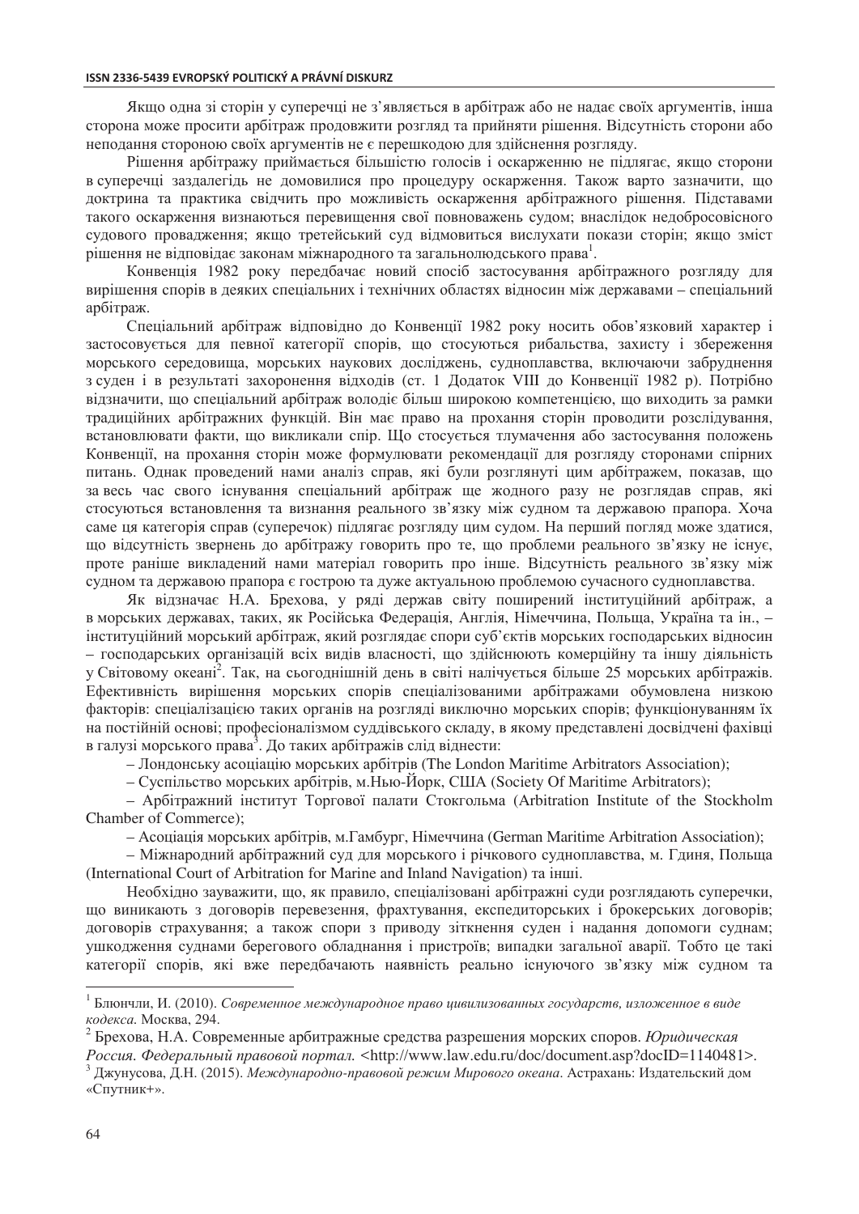Якщо одна зі сторін у суперечці не з'являється в арбітраж або не надає своїх аргументів, інша сторона може просити арбітраж продовжити розгляд та прийняти рішення. Відсутність сторони або неподання стороною своїх аргументів не є перешкодою для здійснення розгляду.

Рішення арбітражу приймається більшістю голосів і оскарженню не підлягає, якщо сторони в суперечці заздалегідь не домовилися про процедуру оскарження. Також варто зазначити, що доктрина та практика свідчить про можливість оскарження арбітражного рішення. Підставами такого оскарження визнаються перевищення свої повноважень судом; внаслідок недобросовісного судового провадження; якщо третейський суд відмовиться вислухати покази сторін; якщо зміст рішення не відповідає законам міжнародного та загальнолюдського права[1].

Конвенція 1982 року передбачає новий спосіб застосування арбітражного розгляду для вирішення спорів в деяких спеціальних і технічних областях відносин між державами – спеціальний арбітраж.

Спеціальний арбітраж відповідно до Конвенції 1982 року носить обов'язковий характер і застосовується для певної категорії спорів, що стосуються рибальства, захисту і збереження морського середовища, морських наукових досліджень, судноплавства, включаючи забруднення з суден і в результаті захоронення відходів (ст. 1 Додаток VIII до Конвенції 1982 р). Потрібно відзначити, що спеціальний арбітраж володіє більш широкою компетенцією, що виходить за рамки традиційних арбітражних функцій. Він має право на прохання сторін проводити розслідування, встановлювати факти, що викликали спір. Що стосується тлумачення або застосування положень Конвенції, на прохання сторін може формулювати рекомендації для розгляду сторонами спірних питань. Однак проведений нами аналіз справ, які були розглянуті цим арбітражем, показав, що за весь час свого існування спеціальний арбітраж ще жодного разу не розглядав справ, які стосуються встановлення та визнання реального зв'язку між судном та державою прапора. Хоча саме ця категорія справ (суперечок) підлягає розгляду цим судом. На перший погляд може здатися, що відсутність звернень до арбітражу говорить про те, що проблеми реального зв'язку не існує, проте раніше викладений нами матеріал говорить про інше. Відсутність реального зв'язку між судном та державою прапора є гострою та дуже актуальною проблемою сучасного судноплавства.

Як відзначає Н.А. Брехова, у ряді держав світу поширений інституційний арбітраж, а в морських державах, таких, як Російська Федерація, Англія, Німеччина, Польща, Україна та ін., – інституційний морський арбітраж, який розглядає спори суб'єктів морських господарських відносин – господарських організацій всіх видів власності, що здійснюють комерційну та іншу діяльність у Світовому океані[2]. Так, на сьогоднішній день в світі налічується більше 25 морських арбітражів. Ефективність вирішення морських спорів спеціалізованими арбітражами обумовлена низкою факторів: спеціалізацією таких органів на розгляді виключно морських спорів; функціонуванням їх на постійній основі; професіоналізмом суддівського складу, в якому представлені досвідчені фахівці в галузі морського права[3]. До таких арбітражів слід віднести:

– Лондонську асоціацію морських арбітрів (The London Maritime Arbitrators Association);

– Суспільство морських арбітрів, м.Нью-Йорк, США (Society Of Maritime Arbitrators);

– Арбітражний інститут Торгової палати Стокгольма (Arbitration Institute of the Stockholm Chamber of Commerce);

– Асоціація морських арбітрів, м.Гамбург, Німеччина (German Maritime Arbitration Association);

– Міжнародний арбітражний суд для морського і річкового судноплавства, м. Гдиня, Польща (International Court of Arbitration for Marine and Inland Navigation) та інші.

Необхідно зауважити, що, як правило, спеціалізовані арбітражні суди розглядають суперечки, що виникають з договорів перевезення, фрахтування, експедиторських і брокерських договорів; договорів страхування; а також спори з приводу зіткнення суден і надання допомоги суднам; ушкодження суднами берегового обладнання і пристроїв; випадки загальної аварії. Тобто це такі категорії спорів, які вже передбачають наявність реально існуючого зв'язку між судном та

---

[1] Блюнчли, И. (2010). *Современное международное право цивилизованных государств, изложенное в виде кодекса.* Москва, 294.

[2] Брехова, Н.А. Современные арбитражные средства разрешения морских споров. *Юридическая Россия. Федеральный правовой портал.* <http://www.law.edu.ru/doc/document.asp?docID=1140481>.

[3] Джунусова, Д.Н. (2015). *Международно-правовой режим Мирового океана*. Астрахань: Издательский дом «Спутник+».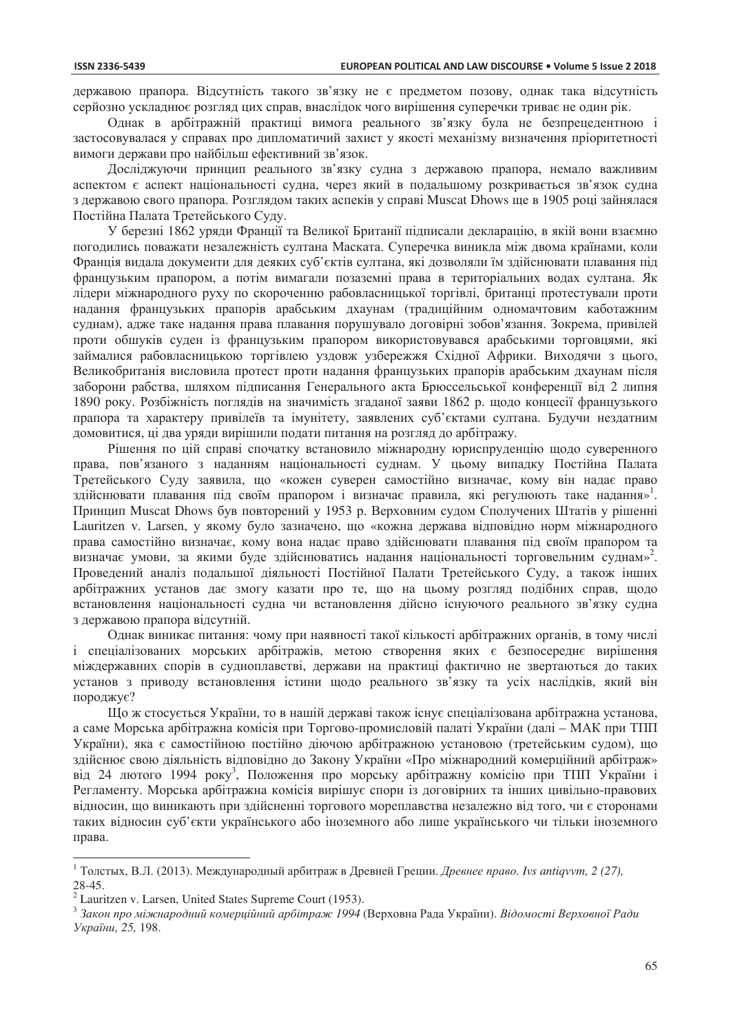державою прапора. Відсутність такого зв'язку не є предметом позову, однак така відсутність серйозно ускладнює розгляд цих справ, внаслідок чого вирішення суперечки триває не один рік.

Однак в арбітражній практиці вимога реального зв'язку була не безпрецедентною і застосовувалася у справах про дипломатичний захист у якості механізму визначення пріоритетності вимоги держави про найбільш ефективний зв'язок.

Досліджуючи принцип реального зв'язку судна з державою прапора, немало важливим аспектом є аспект національності судна, через який в подальшому розкривається зв'язок судна з державою свого прапора. Розглядом таких аспеків у справі Muscat Dhows ще в 1905 році зайнялася Постійна Палата Третейського Суду.

У березні 1862 уряди Франції та Великої Британії підписали декларацію, в якій вони взаємно погодились поважати незалежність султана Маската. Суперечка виникла між двома країнами, коли Франція видала документи для деяких суб'єктів султана, які дозволяли їм здійснювати плавання під французьким прапором, а потім вимагали позаземні права в територіальних водах султана. Як лідери міжнародного руху по скороченню рабовласницької торгівлі, британці протестували проти надання французьких прапорів арабським дхаунам (традиційним одномачтовим каботажним суднам), адже таке надання права плавання порушувало договірні зобов'язання. Зокрема, привілей проти обшуків суден із французьким прапором використовувався арабськими торговцями, які займалися рабовласницькою торгівлею уздовж узбережжя Східної Африки. Виходячи з цього, Великобританія висловила протест проти надання французьких прапорів арабським дхаунам після заборони рабства, шляхом підписання Генерального акта Брюссельської конференції від 2 липня 1890 року. Розбіжність поглядів на значимість згаданої заяви 1862 р. щодо концесії французького прапора та характеру привілеїв та імунітету, заявлених суб'єктами султана. Будучи нездатним домовитися, ці два уряди вирішили подати питання на розгляд до арбітражу.

Рішення по цій справі спочатку встановило міжнародну юриспруденцію щодо суверенного права, пов'язаного з наданням національності суднам. У цьому випадку Постійна Палата Третейського Суду заявила, що «кожен суверен самостійно визначає, кому він надає право здійснювати плавання під своїм прапором і визначає правила, які регулюють таке надання»[1]. Принцип Muscat Dhows був повторений у 1953 р. Верховним судом Сполучених Штатів у рішенні Lauritzen v. Larsen, у якому було зазначено, що «кожна держава відповідно норм міжнародного права самостійно визначає, кому вона надає право здійснювати плавання під своїм прапором та визначає умови, за якими буде здійснюватись надання національності торговельним суднам»[2]. Проведений аналіз подальшої діяльності Постійної Палати Третейського Суду, а також інших арбітражних установ дає змогу казати про те, що на цьому розгляд подібних справ, щодо встановлення національності судна чи встановлення дійсно існуючого реального зв'язку судна з державою прапора відсутній.

Однак виникає питання: чому при наявності такої кількості арбітражних органів, в тому числі і спеціалізованих морських арбітражів, метою створення яких є безпосереднє вирішення міждержавних спорів в судноплавстві, держави на практиці фактично не звертаються до таких установ з приводу встановлення істини щодо реального зв'язку та усіх наслідків, який він породжує?

Що ж стосується України, то в нашій державі також існує спеціалізована арбітражна установа, а саме Морська арбітражна комісія при Торгово-промисловій палаті України (далі – МАК при ТПП України), яка є самостійною постійно діючою арбітражною установою (третейським судом), що здійснює свою діяльність відповідно до Закону України «Про міжнародний комерційний арбітраж» від 24 лютого 1994 року[3], Положення про морську арбітражну комісію при ТПП України і Регламенту. Морська арбітражна комісія вирішує спори із договірних та інших цивільно-правових відносин, що виникають при здійсненні торгового мореплавства незалежно від того, чи є сторонами таких відносин суб'єкти українського або іноземного або лише українського чи тільки іноземного права.

---

[1] Толстых, В.Л. (2013). Международный арбитраж в Древней Греции. *Древнее право. Ivs antiqvvm, 2 (27),* 28-45.

[2] Lauritzen v. Larsen, United States Supreme Court (1953).

[3] *Закон про міжнародний комерційний арбітраж 1994* (Верховна Рада України). *Відомості Верховної Ради України, 25,* 198.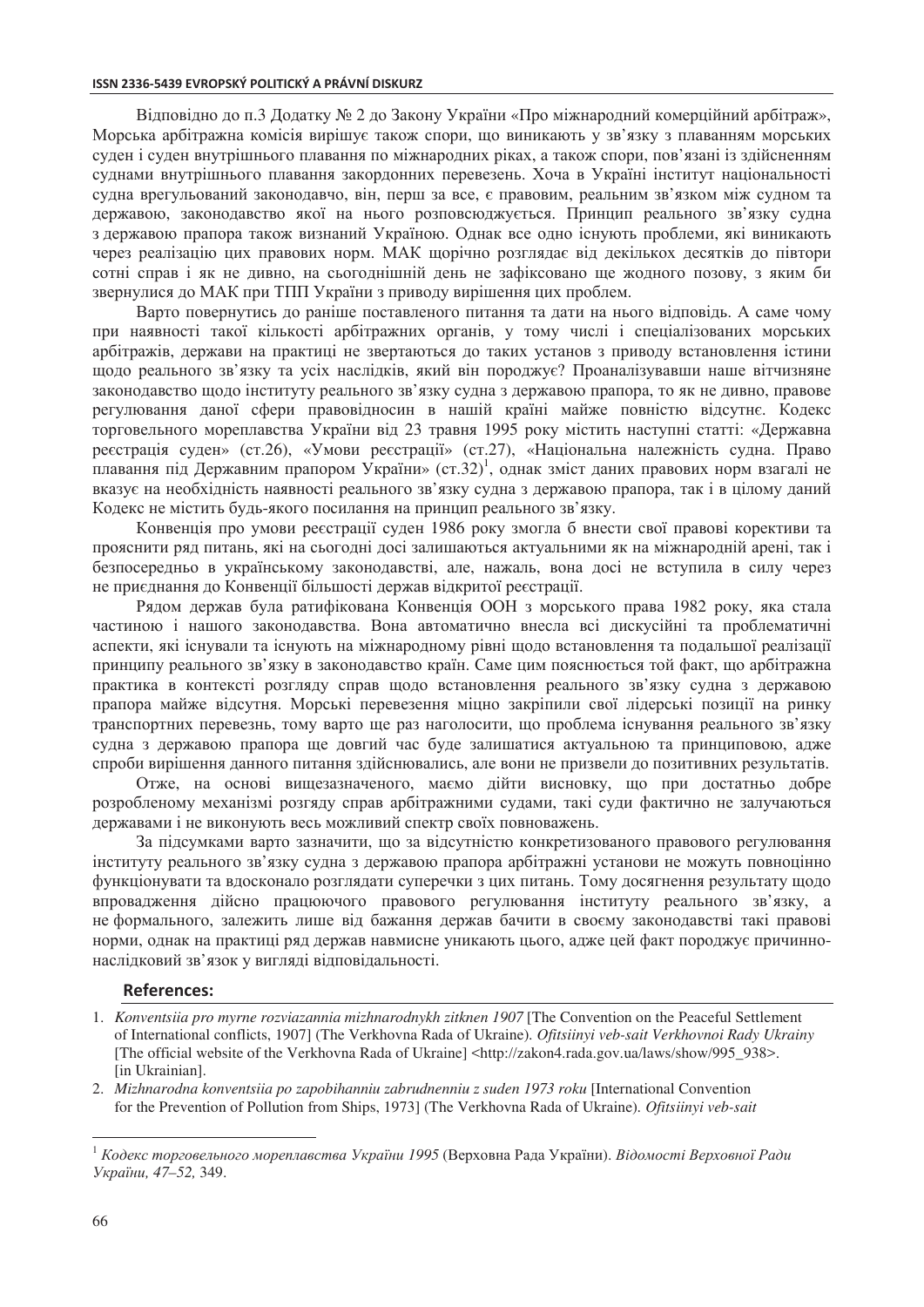Відповідно до п.3 Додатку № 2 до Закону України «Про міжнародний комерційний арбітраж», Морська арбітражна комісія вирішує також спори, що виникають у зв'язку з плаванням морських суден і суден внутрішнього плавання по міжнародних ріках, а також спори, пов'язані із здійсненням суднами внутрішнього плавання закордонних перевезень. Хоча в Україні інститут національності судна врегульований законодавчо, він, перш за все, є правовим, реальним зв'язком між судном та державою, законодавство якої на нього розповсюджується. Принцип реального зв'язку судна з державою прапора також визнаний Україною. Однак все одно існують проблеми, які виникають через реалізацію цих правових норм. МАК щорічно розглядає від декількох десятків до півтори сотні справ і як не дивно, на сьогоднішній день не зафіксовано ще жодного позову, з яким би звернулися до МАК при ТПП України з приводу вирішення цих проблем.

Варто повернутись до раніше поставленого питання та дати на нього відповідь. А саме чому при наявності такої кількості арбітражних органів, у тому числі і спеціалізованих морських арбітражів, держави на практиці не звертаються до таких установ з приводу встановлення істини щодо реального зв'язку та усіх наслідків, який він породжує? Проаналізувавши наше вітчизняне законодавство щодо інституту реального зв'язку судна з державою прапора, то як не дивно, правове регулювання даної сфери правовідносин в нашій країні майже повністю відсутнє. Кодекс торговельного мореплавства України від 23 травня 1995 року містить наступні статті: «Державна реєстрація суден» (ст.26), «Умови реєстрації» (ст.27), «Національна належність судна. Право плавання під Державним прапором України» (ст.32)[1], однак зміст даних правових норм взагалі не вказує на необхідність наявності реального зв'язку судна з державою прапора, так і в цілому даний Кодекс не містить будь-якого посилання на принцип реального зв'язку.

Конвенція про умови реєстрації суден 1986 року змогла б внести свої правові корективи та прояснити ряд питань, які на сьогодні досі залишаються актуальними як на міжнародній арені, так і безпосередньо в українському законодавстві, але, нажаль, вона досі не вступила в силу через не приєднання до Конвенції більшості держав відкритої реєстрації.

Рядом держав була ратифікована Конвенція ООН з морського права 1982 року, яка стала частиною і нашого законодавства. Вона автоматично внесла всі дискусійні та проблематичні аспекти, які існували та існують на міжнародному рівні щодо встановлення та подальшої реалізації принципу реального зв'язку в законодавство країн. Саме цим пояснюється той факт, що арбітражна практика в контексті розгляду справ щодо встановлення реального зв'язку судна з державою прапора майже відсутня. Морські перевезення міцно закріпили свої лідерські позиції на ринку транспортних перевезнь, тому варто ще раз наголосити, що проблема існування реального зв'язку судна з державою прапора ще довгий час буде залишатися актуальною та принциповою, адже спроби вирішення данного питання здійснювались, але вони не призвели до позитивних результатів.

Отже, на основі вищезазначеного, маємо дійти висновку, що при достатньо добре розробленому механізмі розгяду справ арбітражними судами, такі суди фактично не залучаються державами і не виконують весь можливий спектр своїх повноважень.

За підсумками варто зазначити, що за відсутністю конкретизованого правового регулювання інституту реального зв'язку судна з державою прапора арбітражні установи не можуть повноцінно функціонувати та вдосконало розглядати суперечки з цих питань. Тому досягнення результату щодо впровадження дійсно працюючого правового регулювання інституту реального зв'язку, а не формального, залежить лише від бажання держав бачити в своєму законодавстві такі правові норми, однак на практиці ряд держав навмисне уникають цього, адже цей факт породжує причинно-наслідковий зв'язок у вигляді відповідальності.

## References:

1. *Konventsiia pro myrne rozviazannia mizhnarodnykh zitknen 1907* [The Convention on the Peaceful Settlement of International conflicts, 1907] (The Verkhovna Rada of Ukraine). *Ofitsiinyi veb-sait Verkhovnoi Rady Ukrainy* [The official website of the Verkhovna Rada of Ukraine] <http://zakon4.rada.gov.ua/laws/show/995_938>. [in Ukrainian].
2. *Mizhnarodna konventsiia po zapobihanniu zabrudnenniu z suden 1973 roku* [International Convention for the Prevention of Pollution from Ships, 1973] (The Verkhovna Rada of Ukraine). *Ofitsiinyi veb-sait*

---

[1] *Кодекс торговельного мореплавства України 1995* (Верховна Рада України). *Відомості Верховної Ради України, 47–52,* 349.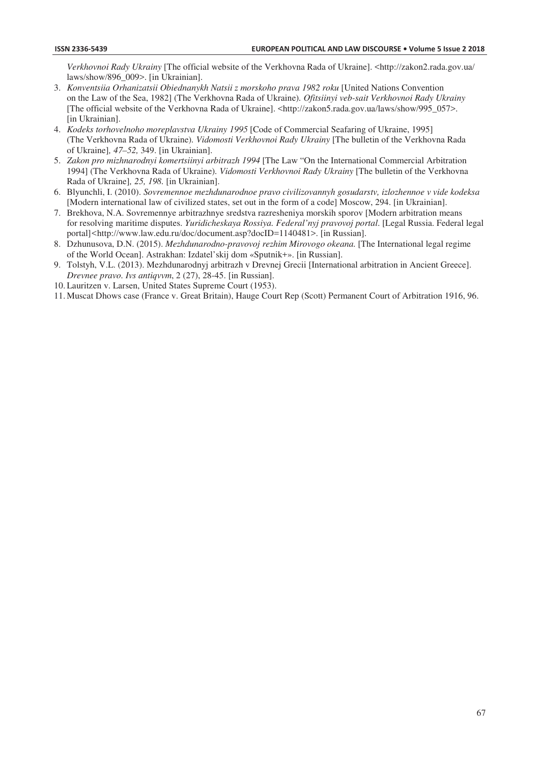*Verkhovnoi Rady Ukrainy* [The official website of the Verkhovna Rada of Ukraine]. <http://zakon2.rada.gov.ua/laws/show/896_009>. [in Ukrainian].

3. *Konventsiia Orhanizatsii Obiednanykh Natsii z morskoho prava 1982 roku* [United Nations Convention on the Law of the Sea, 1982] (The Verkhovna Rada of Ukraine). *Ofitsiinyi veb-sait Verkhovnoi Rady Ukrainy* [The official website of the Verkhovna Rada of Ukraine]. <http://zakon5.rada.gov.ua/laws/show/995_057>. [in Ukrainian].
4. *Kodeks torhovelnoho moreplavstva Ukrainy 1995* [Code of Commercial Seafaring of Ukraine, 1995] (The Verkhovna Rada of Ukraine). *Vidomosti Verkhovnoi Rady Ukrainy* [The bulletin of the Verkhovna Rada of Ukraine]*, 47–52,* 349. [in Ukrainian].
5. *Zakon pro mizhnarodnyi komertsiinyi arbitrazh 1994* [The Law "On the International Commercial Arbitration 1994] (The Verkhovna Rada of Ukraine). *Vidomosti Verkhovnoi Rady Ukrainy* [The bulletin of the Verkhovna Rada of Ukraine]*, 25, 198.* [in Ukrainian].
6. Blyunchli, I. (2010). *Sovremennoe mezhdunarodnoe pravo civilizovannyh gosudarstv, izlozhennoe v vide kodeksa* [Modern international law of civilized states, set out in the form of a code] Moscow, 294. [in Ukrainian].
7. Brekhova, N.A. Sovremennye arbitrazhnye sredstva razresheniya morskih sporov [Modern arbitration means for resolving maritime disputes. *Yuridicheskaya Rossiya. Federal'nyj pravovoj portal*. [Legal Russia. Federal legal portal]<http://www.law.edu.ru/doc/document.asp?docID=1140481>. [in Russian].
8. Dzhunusova, D.N. (2015). *Mezhdunarodno-pravovoj rezhim Mirovogo okeana.* [The International legal regime of the World Ocean]. Astrakhan: Izdatel'skij dom «Sputnik+». [in Russian].
9. Tolstyh, V.L. (2013). Mezhdunarodnyj arbitrazh v Drevnej Grecii [International arbitration in Ancient Greece]. *Drevnee pravo. Ivs antiqvvm*, 2 (27), 28-45. [in Russian].
10. Lauritzen v. Larsen, United States Supreme Court (1953).
11. Muscat Dhows case (France v. Great Britain), Hauge Court Rep (Scott) Permanent Court of Arbitration 1916, 96.